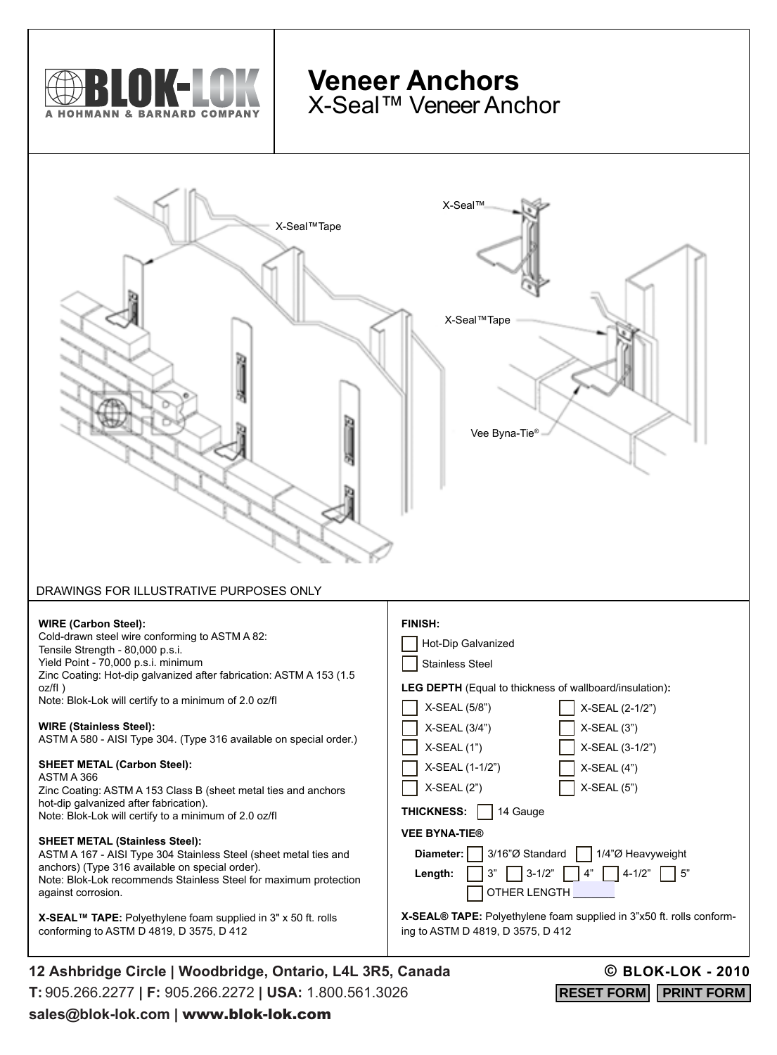BLOK-LOK
A HOHMANN & BARNARD COMPANY

# Veneer Anchors
## X-Seal™ Veneer Anchor

X-Seal™Tape

X-Seal™

X-Seal™Tape

Vee Byna-Tie®

DRAWINGS FOR ILLUSTRATIVE PURPOSES ONLY

**WIRE (Carbon Steel):**
Cold-drawn steel wire conforming to ASTM A 82:
Tensile Strength - 80,000 p.s.i.
Yield Point - 70,000 p.s.i. minimum
Zinc Coating: Hot-dip galvanized after fabrication: ASTM A 153 (1.5 oz/fl )
Note: Blok-Lok will certify to a minimum of 2.0 oz/fl

**WIRE (Stainless Steel):**
ASTM A 580 - AISI Type 304. (Type 316 available on special order.)

**SHEET METAL (Carbon Steel):**
ASTM A 366
Zinc Coating: ASTM A 153 Class B (sheet metal ties and anchors hot-dip galvanized after fabrication).
Note: Blok-Lok will certify to a minimum of 2.0 oz/fl

**SHEET METAL (Stainless Steel):**
ASTM A 167 - AISI Type 304 Stainless Steel (sheet metal ties and anchors) (Type 316 available on special order).
Note: Blok-Lok recommends Stainless Steel for maximum protection against corrosion.

**X-SEAL™ TAPE:** Polyethylene foam supplied in 3" x 50 ft. rolls conforming to ASTM D 4819, D 3575, D 412

**FINISH:**

- ☐ Hot-Dip Galvanized
- ☐ Stainless Steel

**LEG DEPTH** (Equal to thickness of wallboard/insulation)**:**

| | |
|---|---|
| ☐ X-SEAL (5/8") | ☐ X-SEAL (2-1/2") |
| ☐ X-SEAL (3/4") | ☐ X-SEAL (3") |
| ☐ X-SEAL (1") | ☐ X-SEAL (3-1/2") |
| ☐ X-SEAL (1-1/2") | ☐ X-SEAL (4") |
| ☐ X-SEAL (2") | ☐ X-SEAL (5") |

**THICKNESS:** ☐ 14 Gauge

**VEE BYNA-TIE®**

**Diameter:** ☐ 3/16"Ø Standard ☐ 1/4"Ø Heavyweight

**Length:** ☐ 3" ☐ 3-1/2" ☐ 4" ☐ 4-1/2" ☐ 5"
☐ OTHER LENGTH

**X-SEAL® TAPE:** Polyethylene foam supplied in 3"x50 ft. rolls conforming to ASTM D 4819, D 3575, D 412

**12 Ashbridge Circle | Woodbridge, Ontario, L4L 3R5, Canada**
**T:** 905.266.2277 **| F:** 905.266.2272 **| USA:** 1.800.561.3026
**sales@blok-lok.com | www.blok-lok.com**

**© BLOK-LOK - 2010**

RESET FORM PRINT FORM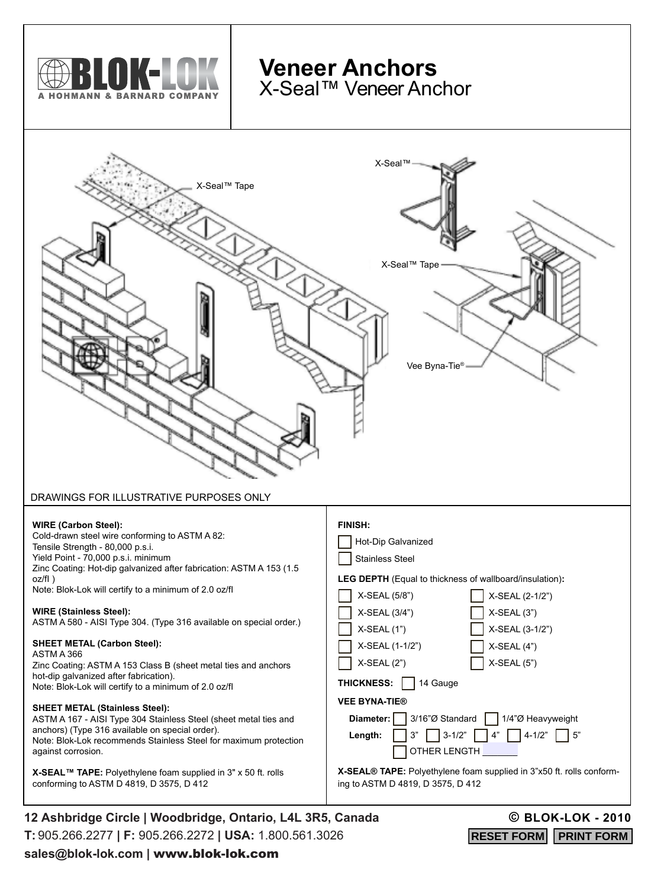BLOK-LOK
A HOHMANN & BARNARD COMPANY

# Veneer Anchors
## X-Seal™ Veneer Anchor

X-Seal™ Tape

X-Seal™

X-Seal™ Tape

Vee Byna-Tie®

DRAWINGS FOR ILLUSTRATIVE PURPOSES ONLY

**WIRE (Carbon Steel):**
Cold-drawn steel wire conforming to ASTM A 82:
Tensile Strength - 80,000 p.s.i.
Yield Point - 70,000 p.s.i. minimum
Zinc Coating: Hot-dip galvanized after fabrication: ASTM A 153 (1.5 oz/fl )
Note: Blok-Lok will certify to a minimum of 2.0 oz/fl

**WIRE (Stainless Steel):**
ASTM A 580 - AISI Type 304. (Type 316 available on special order.)

**SHEET METAL (Carbon Steel):**
ASTM A 366
Zinc Coating: ASTM A 153 Class B (sheet metal ties and anchors hot-dip galvanized after fabrication).
Note: Blok-Lok will certify to a minimum of 2.0 oz/fl

**SHEET METAL (Stainless Steel):**
ASTM A 167 - AISI Type 304 Stainless Steel (sheet metal ties and anchors) (Type 316 available on special order).
Note: Blok-Lok recommends Stainless Steel for maximum protection against corrosion.

**X-SEAL™ TAPE:** Polyethylene foam supplied in 3" x 50 ft. rolls conforming to ASTM D 4819, D 3575, D 412

**FINISH:**
- ☐ Hot-Dip Galvanized
- ☐ Stainless Steel

**LEG DEPTH** (Equal to thickness of wallboard/insulation)**:**

| | |
|---|---|
| ☐ X-SEAL (5/8") | ☐ X-SEAL (2-1/2") |
| ☐ X-SEAL (3/4") | ☐ X-SEAL (3") |
| ☐ X-SEAL (1") | ☐ X-SEAL (3-1/2") |
| ☐ X-SEAL (1-1/2") | ☐ X-SEAL (4") |
| ☐ X-SEAL (2") | ☐ X-SEAL (5") |

**THICKNESS:** ☐ 14 Gauge

**VEE BYNA-TIE®**

**Diameter:** ☐ 3/16"Ø Standard ☐ 1/4"Ø Heavyweight

**Length:** ☐ 3" ☐ 3-1/2" ☐ 4" ☐ 4-1/2" ☐ 5"
☐ OTHER LENGTH ______

**X-SEAL® TAPE:** Polyethylene foam supplied in 3"x50 ft. rolls conforming to ASTM D 4819, D 3575, D 412

**12 Ashbridge Circle | Woodbridge, Ontario, L4L 3R5, Canada**
**T:** 905.266.2277 **| F:** 905.266.2272 **| USA:** 1.800.561.3026
**sales@blok-lok.com | www.blok-lok.com**

**© BLOK-LOK - 2010**

RESET FORM PRINT FORM